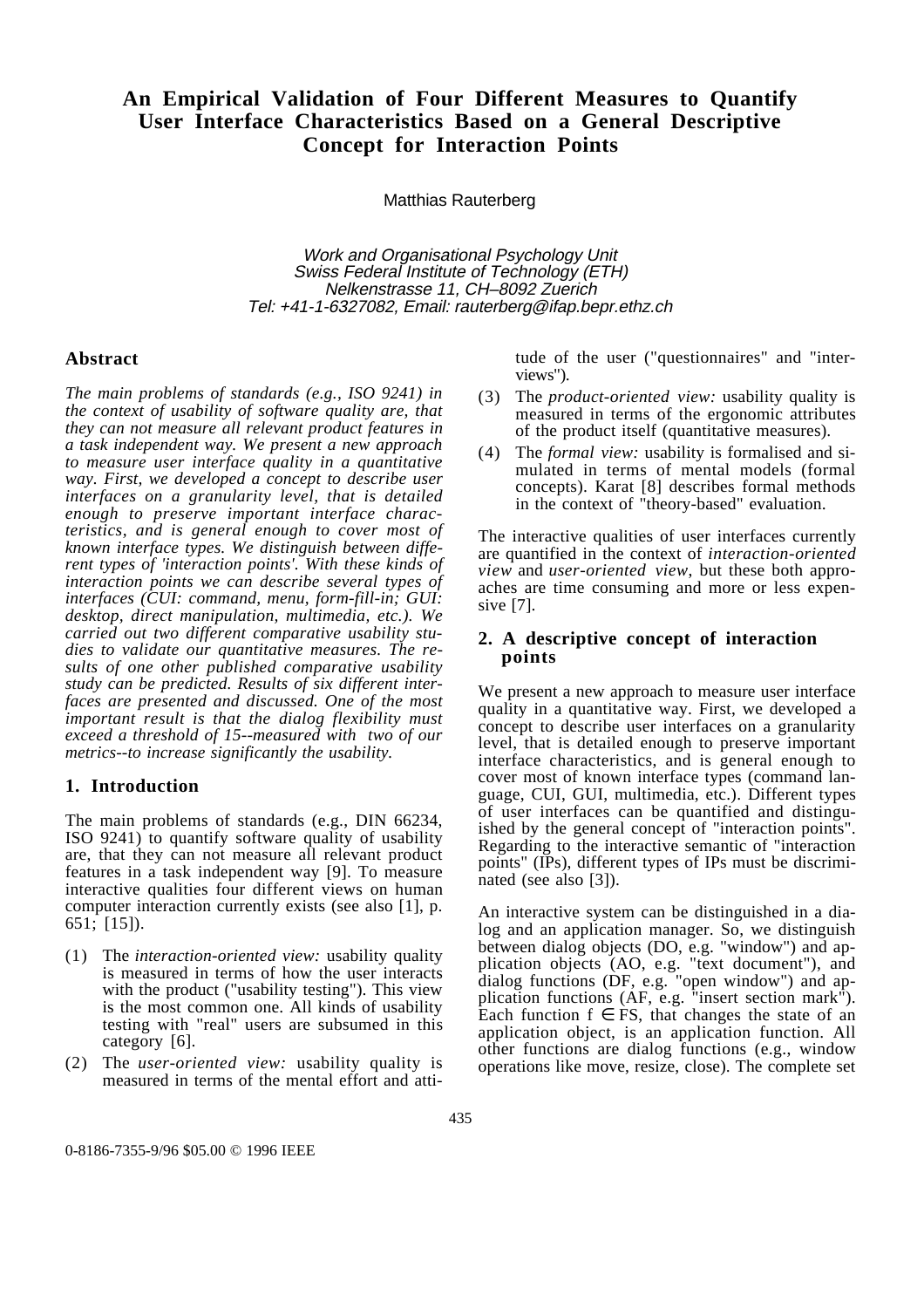# An Empirical Validation of Four Different Measures to Quantify User Interface Characteristics Based on a General Descriptive Concept for Interaction Points

Matthias Rauterberg

*Work and Organisational Psychology Unit*
*Swiss Federal Institute of Technology (ETH)*
*Nelkenstrasse 11, CH–8092 Zuerich*
*Tel: +41-1-6327082, Email: rauterberg@ifap.bepr.ethz.ch*

## Abstract

*The main problems of standards (e.g., ISO 9241) in the context of usability of software quality are, that they can not measure all relevant product features in a task independent way. We present a new approach to measure user interface quality in a quantitative way. First, we developed a concept to describe user interfaces on a granularity level, that is detailed enough to preserve important interface characteristics, and is general enough to cover most of known interface types. We distinguish between different types of 'interaction points'. With these kinds of interaction points we can describe several types of interfaces (CUI: command, menu, form-fill-in; GUI: desktop, direct manipulation, multimedia, etc.). We carried out two different comparative usability studies to validate our quantitative measures. The results of one other published comparative usability study can be predicted. Results of six different interfaces are presented and discussed. One of the most important result is that the dialog flexibility must exceed a threshold of 15--measured with two of our metrics--to increase significantly the usability.*

## 1. Introduction

The main problems of standards (e.g., DIN 66234, ISO 9241) to quantify software quality of usability are, that they can not measure all relevant product features in a task independent way [9]. To measure interactive qualities four different views on human computer interaction currently exists (see also [1], p. 651; [15]).

(1) The *interaction-oriented view:* usability quality is measured in terms of how the user interacts with the product ("usability testing"). This view is the most common one. All kinds of usability testing with "real" users are subsumed in this category [6].

(2) The *user-oriented view:* usability quality is measured in terms of the mental effort and attitude of the user ("questionnaires" and "interviews").

(3) The *product-oriented view:* usability quality is measured in terms of the ergonomic attributes of the product itself (quantitative measures).

(4) The *formal view:* usability is formalised and simulated in terms of mental models (formal concepts). Karat [8] describes formal methods in the context of "theory-based" evaluation.

The interactive qualities of user interfaces currently are quantified in the context of *interaction-oriented view* and *user-oriented view,* but these both approaches are time consuming and more or less expensive [7].

## 2. A descriptive concept of interaction points

We present a new approach to measure user interface quality in a quantitative way. First, we developed a concept to describe user interfaces on a granularity level, that is detailed enough to preserve important interface characteristics, and is general enough to cover most of known interface types (command language, CUI, GUI, multimedia, etc.). Different types of user interfaces can be quantified and distinguished by the general concept of "interaction points". Regarding to the interactive semantic of "interaction points" (IPs), different types of IPs must be discriminated (see also [3]).

An interactive system can be distinguished in a dialog and an application manager. So, we distinguish between dialog objects (DO, e.g. "window") and application objects (AO, e.g. "text document"), and dialog functions (DF, e.g. "open window") and application functions (AF, e.g. "insert section mark"). Each function $f \in FS$, that changes the state of an application object, is an application function. All other functions are dialog functions (e.g., window operations like move, resize, close). The complete set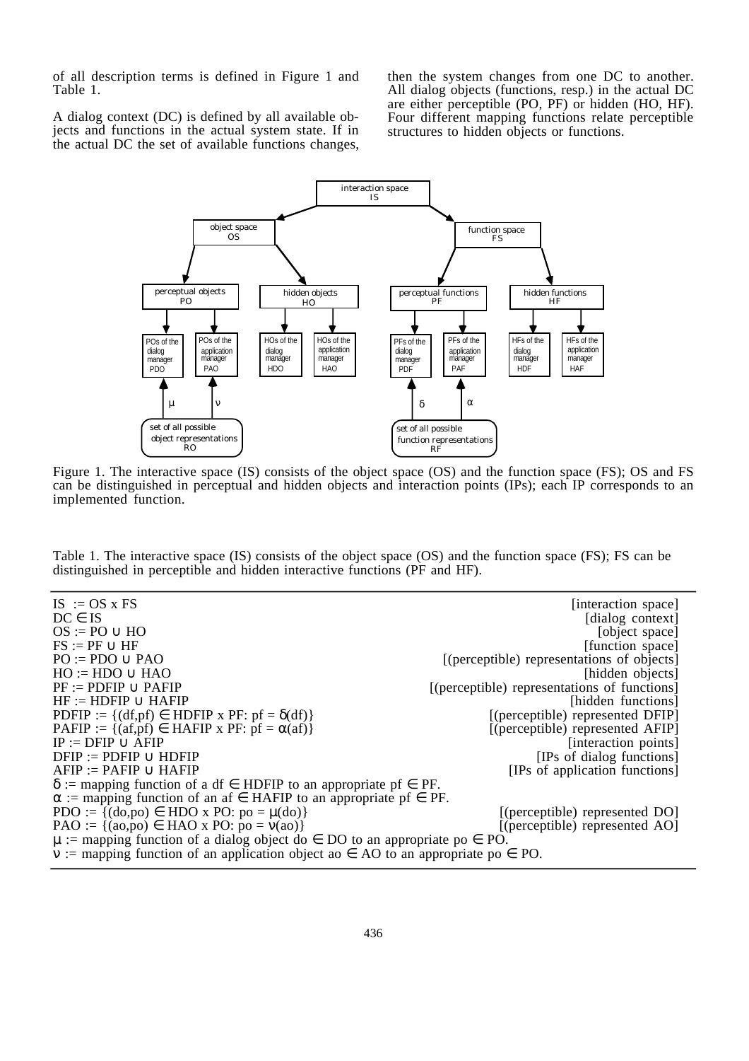of all description terms is defined in Figure 1 and Table 1.

A dialog context (DC) is defined by all available objects and functions in the actual system state. If in the actual DC the set of available functions changes, then the system changes from one DC to another. All dialog objects (functions, resp.) in the actual DC are either perceptible (PO, PF) or hidden (HO, HF). Four different mapping functions relate perceptible structures to hidden objects or functions.

Figure 1. The interactive space (IS) consists of the object space (OS) and the function space (FS); OS and FS can be distinguished in perceptual and hidden objects and interaction points (IPs); each IP corresponds to an implemented function.

Table 1. The interactive space (IS) consists of the object space (OS) and the function space (FS); FS can be distinguished in perceptible and hidden interactive functions (PF and HF).

| Definition | Description |
|---|---|
| $IS := OS \times FS$ | [interaction space] |
| $DC \in IS$ | [dialog context] |
| $OS := PO \cup HO$ | [object space] |
| $FS := PF \cup HF$ | [function space] |
| $PO := PDO \cup PAO$ | [(perceptible) representations of objects] |
| $HO := HDO \cup HAO$ | [hidden objects] |
| $PF := PDFIP \cup PAFIP$ | [(perceptible) representations of functions] |
| $HF := HDFIP \cup HAFIP$ | [hidden functions] |
| $PDFIP := \{(df,pf) \in HDFIP \times PF: pf = \delta(df)\}$ | [(perceptible) represented DFIP] |
| $PAFIP := \{(af,pf) \in HAFIP \times PF: pf = \alpha(af)\}$ | [(perceptible) represented AFIP] |
| $IP := DFIP \cup AFIP$ | [interaction points] |
| $DFIP := PDFIP \cup HDFIP$ | [IPs of dialog functions] |
| $AFIP := PAFIP \cup HAFIP$ | [IPs of application functions] |
| $\delta :=$ mapping function of a $df \in HDFIP$ to an appropriate $pf \in PF$. | |
| $\alpha :=$ mapping function of an $af \in HAFIP$ to an appropriate $pf \in PF$. | |
| $PDO := \{(do,po) \in HDO \times PO: po = \mu(do)\}$ | [(perceptible) represented DO] |
| $PAO := \{(ao,po) \in HAO \times PO: po = \nu(ao)\}$ | [(perceptible) represented AO] |
| $\mu :=$ mapping function of a dialog object $do \in DO$ to an appropriate $po \in PO$. | |
| $\nu :=$ mapping function of an application object $ao \in AO$ to an appropriate $po \in PO$. | |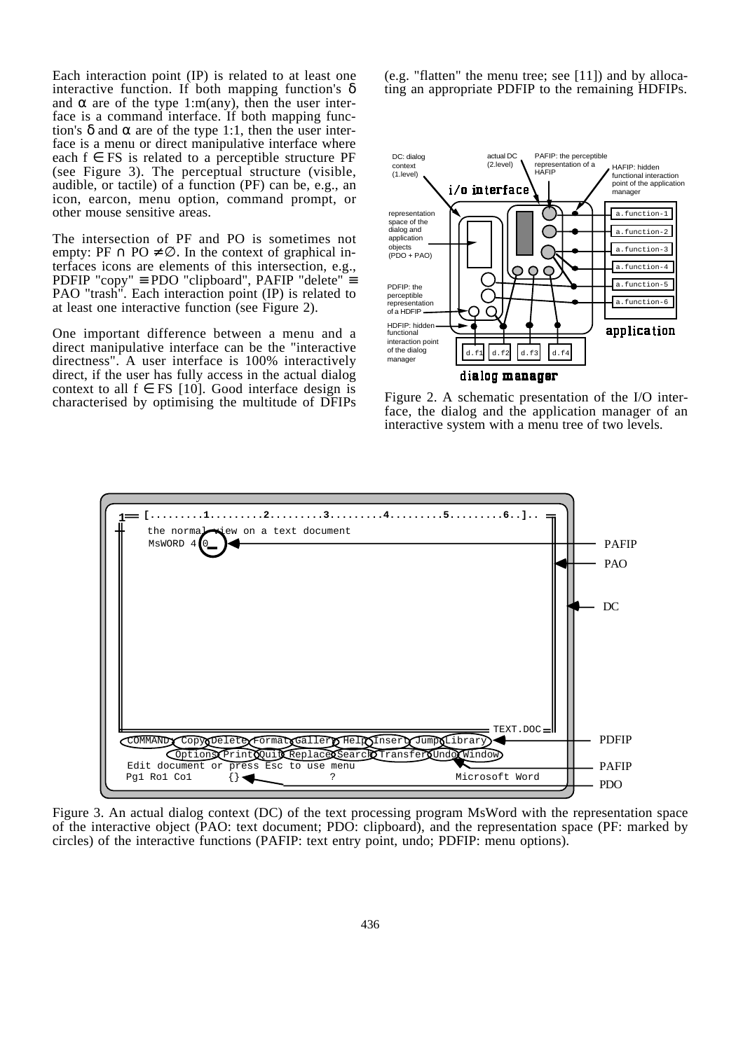Each interaction point (IP) is related to at least one interactive function. If both mapping function's $\delta$ and $\alpha$ are of the type 1:m(any), then the user interface is a command interface. If both mapping function's $\delta$ and $\alpha$ are of the type 1:1, then the user interface is a menu or direct manipulative interface where each $f \in FS$ is related to a perceptible structure PF (see Figure 3). The perceptual structure (visible, audible, or tactile) of a function (PF) can be, e.g., an icon, earcon, menu option, command prompt, or other mouse sensitive areas.

The intersection of PF and PO is sometimes not empty: $PF \cap PO \neq \emptyset$. In the context of graphical interfaces icons are elements of this intersection, e.g., PDFIP "copy" $\equiv$ PDO "clipboard", PAFIP "delete" $\equiv$ PAO "trash". Each interaction point (IP) is related to at least one interactive function (see Figure 2).

One important difference between a menu and a direct manipulative interface can be the "interactive directness". A user interface is 100% interactively direct, if the user has fully access in the actual dialog context to all $f \in FS$ [10]. Good interface design is characterised by optimising the multitude of DFIPs (e.g. "flatten" the menu tree; see [11]) and by allocating an appropriate PDFIP to the remaining HDFIPs.

Figure 2. A schematic presentation of the I/O interface, the dialog and the application manager of an interactive system with a menu tree of two levels.

Figure 3. An actual dialog context (DC) of the text processing program MsWord with the representation space of the interactive object (PAO: text document; PDO: clipboard), and the representation space (PF: marked by circles) of the interactive functions (PAFIP: text entry point, undo; PDFIP: menu options).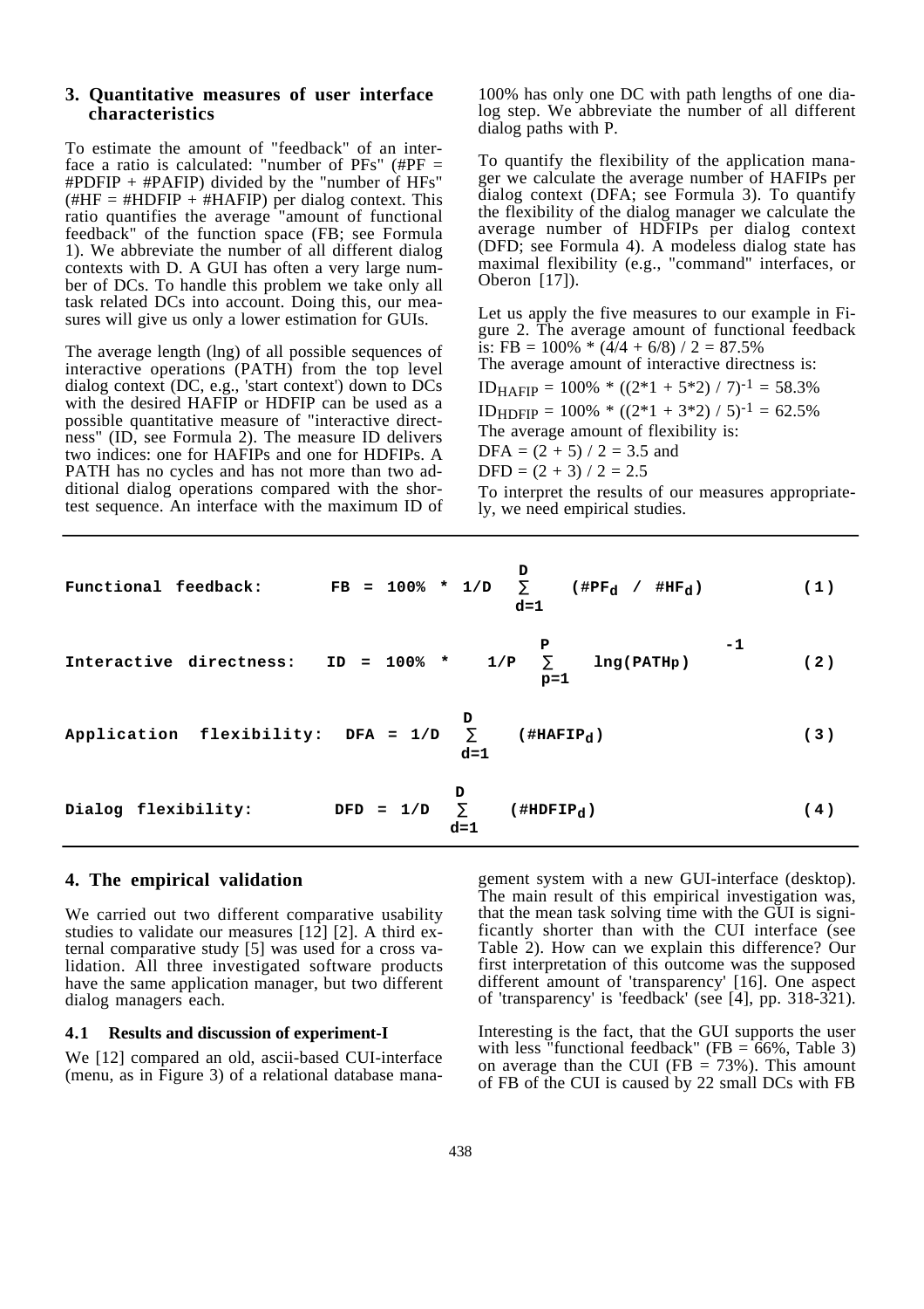## 3. Quantitative measures of user interface characteristics

To estimate the amount of "feedback" of an interface a ratio is calculated: "number of PFs" (#PF = #PDFIP + #PAFIP) divided by the "number of HFs" (#HF = #HDFIP + #HAFIP) per dialog context. This ratio quantifies the average "amount of functional feedback" of the function space (FB; see Formula 1). We abbreviate the number of all different dialog contexts with D. A GUI has often a very large number of DCs. To handle this problem we take only all task related DCs into account. Doing this, our measures will give us only a lower estimation for GUIs.

The average length (lng) of all possible sequences of interactive operations (PATH) from the top level dialog context (DC, e.g., 'start context') down to DCs with the desired HAFIP or HDFIP can be used as a possible quantitative measure of "interactive directness" (ID, see Formula 2). The measure ID delivers two indices: one for HAFIPs and one for HDFIPs. A PATH has no cycles and has not more than two additional dialog operations compared with the shortest sequence. An interface with the maximum ID of 100% has only one DC with path lengths of one dialog step. We abbreviate the number of all different dialog paths with P.

To quantify the flexibility of the application manager we calculate the average number of HAFIPs per dialog context (DFA; see Formula 3). To quantify the flexibility of the dialog manager we calculate the average number of HDFIPs per dialog context (DFD; see Formula 4). A modeless dialog state has maximal flexibility (e.g., "command" interfaces, or Oberon [17]).

Let us apply the five measures to our example in Figure 2. The average amount of functional feedback is: FB = 100% * (4/4 + 6/8) / 2 = 87.5%

The average amount of interactive directness is:

$ID_{HAFIP} = 100\% * ((2*1 + 5*2) / 7)^{-1} = 58.3\%$

$ID_{HDFIP} = 100\% * ((2*1 + 3*2) / 5)^{-1} = 62.5\%$

The average amount of flexibility is:

DFA = (2 + 5) / 2 = 3.5 and

DFD = (2 + 3) / 2 = 2.5

To interpret the results of our measures appropriately, we need empirical studies.

Functional feedback:
$$FB = 100\% * 1/D \sum_{d=1}^{D} (\#PF_d / \#HF_d) \quad (1)$$

Interactive directness:
$$ID = 100\% * \left(1/P \sum_{p=1}^{P} lng(PATH_p)\right)^{-1} \quad (2)$$

Application flexibility:
$$DFA = 1/D \sum_{d=1}^{D} (\#HAFIP_d) \quad (3)$$

Dialog flexibility:
$$DFD = 1/D \sum_{d=1}^{D} (\#HDFIP_d) \quad (4)$$

## 4. The empirical validation

We carried out two different comparative usability studies to validate our measures [12] [2]. A third external comparative study [5] was used for a cross validation. All three investigated software products have the same application manager, but two different dialog managers each.

### 4.1 Results and discussion of experiment-I

We [12] compared an old, ascii-based CUI-interface (menu, as in Figure 3) of a relational database management system with a new GUI-interface (desktop). The main result of this empirical investigation was, that the mean task solving time with the GUI is significantly shorter than with the CUI interface (see Table 2). How can we explain this difference? Our first interpretation of this outcome was the supposed different amount of 'transparency' [16]. One aspect of 'transparency' is 'feedback' (see [4], pp. 318-321).

Interesting is the fact, that the GUI supports the user with less "functional feedback" (FB = 66%, Table 3) on average than the CUI (FB = 73%). This amount of FB of the CUI is caused by 22 small DCs with FB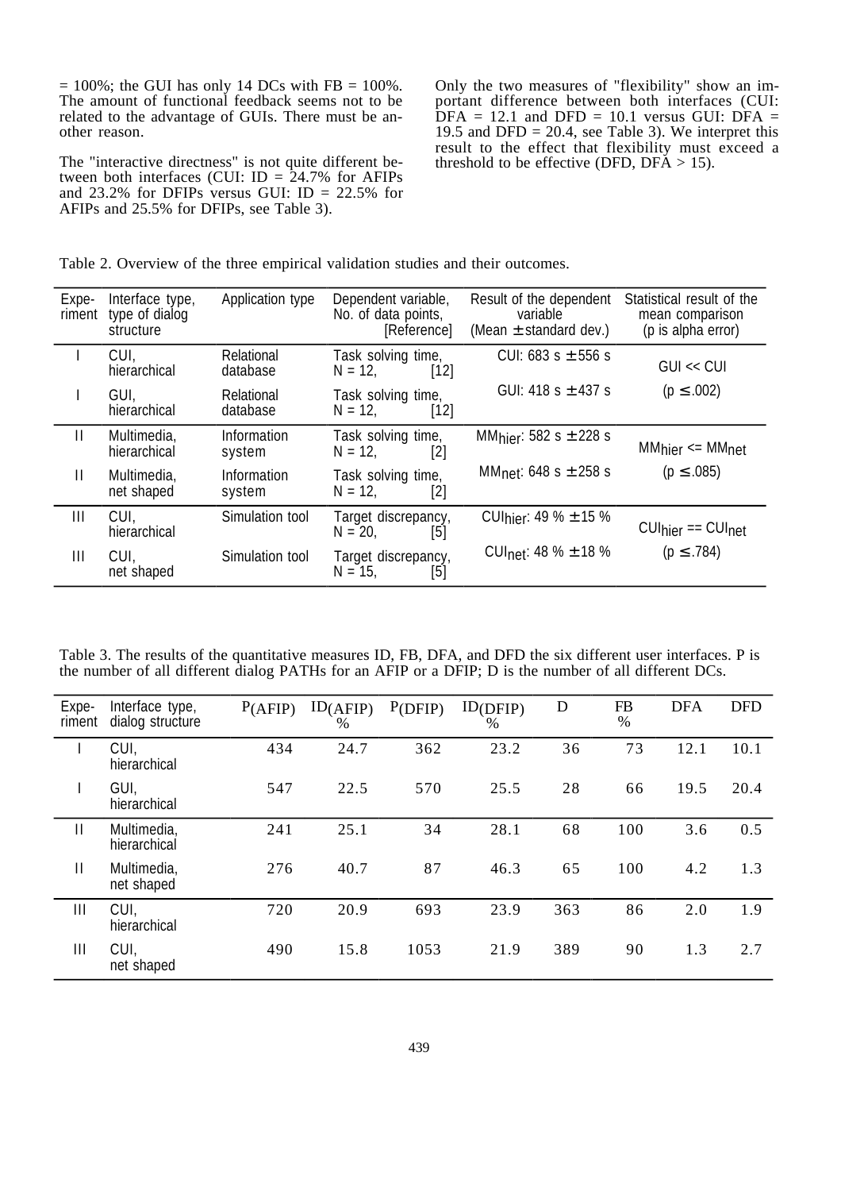= 100%; the GUI has only 14 DCs with FB = 100%. The amount of functional feedback seems not to be related to the advantage of GUIs. There must be another reason.

The "interactive directness" is not quite different between both interfaces (CUI: ID = 24.7% for AFIPs and 23.2% for DFIPs versus GUI: ID = 22.5% for AFIPs and 25.5% for DFIPs, see Table 3).

Only the two measures of "flexibility" show an important difference between both interfaces (CUI: DFA = 12.1 and DFD = 10.1 versus GUI: DFA = 19.5 and DFD = 20.4, see Table 3). We interpret this result to the effect that flexibility must exceed a threshold to be effective (DFD, DFA > 15).

Table 2. Overview of the three empirical validation studies and their outcomes.

| Experiment | Interface type, type of dialog structure | Application type | Dependent variable, No. of data points, [Reference] | Result of the dependent variable (Mean ± standard dev.) | Statistical result of the mean comparison (p is alpha error) |
|---|---|---|---|---|---|
| I | CUI, hierarchical | Relational database | Task solving time, N = 12, [12] | CUI: 683 s ± 556 s | GUI << CUI |
| I | GUI, hierarchical | Relational database | Task solving time, N = 12, [12] | GUI: 418 s ± 437 s | ($p \leq .002$) |
| II | Multimedia, hierarchical | Information system | Task solving time, N = 12, [2] | $MM_{hier}$: 582 s ± 228 s | $MM_{hier} <= MM_{net}$ |
| II | Multimedia, net shaped | Information system | Task solving time, N = 12, [2] | $MM_{net}$: 648 s ± 258 s | ($p \leq .085$) |
| III | CUI, hierarchical | Simulation tool | Target discrepancy, N = 20, [5] | $CUI_{hier}$: 49 % ± 15 % | $CUI_{hier} == CUI_{net}$ |
| III | CUI, net shaped | Simulation tool | Target discrepancy, N = 15, [5] | $CUI_{net}$: 48 % ± 18 % | ($p \leq .784$) |

Table 3. The results of the quantitative measures ID, FB, DFA, and DFD the six different user interfaces. P is the number of all different dialog PATHs for an AFIP or a DFIP; D is the number of all different DCs.

| Experiment | Interface type, dialog structure | P(AFIP) | ID(AFIP) % | P(DFIP) | ID(DFIP) % | D | FB % | DFA | DFD |
|---|---|---|---|---|---|---|---|---|---|
| I | CUI, hierarchical | 434 | 24.7 | 362 | 23.2 | 36 | 73 | 12.1 | 10.1 |
| I | GUI, hierarchical | 547 | 22.5 | 570 | 25.5 | 28 | 66 | 19.5 | 20.4 |
| II | Multimedia, hierarchical | 241 | 25.1 | 34 | 28.1 | 68 | 100 | 3.6 | 0.5 |
| II | Multimedia, net shaped | 276 | 40.7 | 87 | 46.3 | 65 | 100 | 4.2 | 1.3 |
| III | CUI, hierarchical | 720 | 20.9 | 693 | 23.9 | 363 | 86 | 2.0 | 1.9 |
| III | CUI, net shaped | 490 | 15.8 | 1053 | 21.9 | 389 | 90 | 1.3 | 2.7 |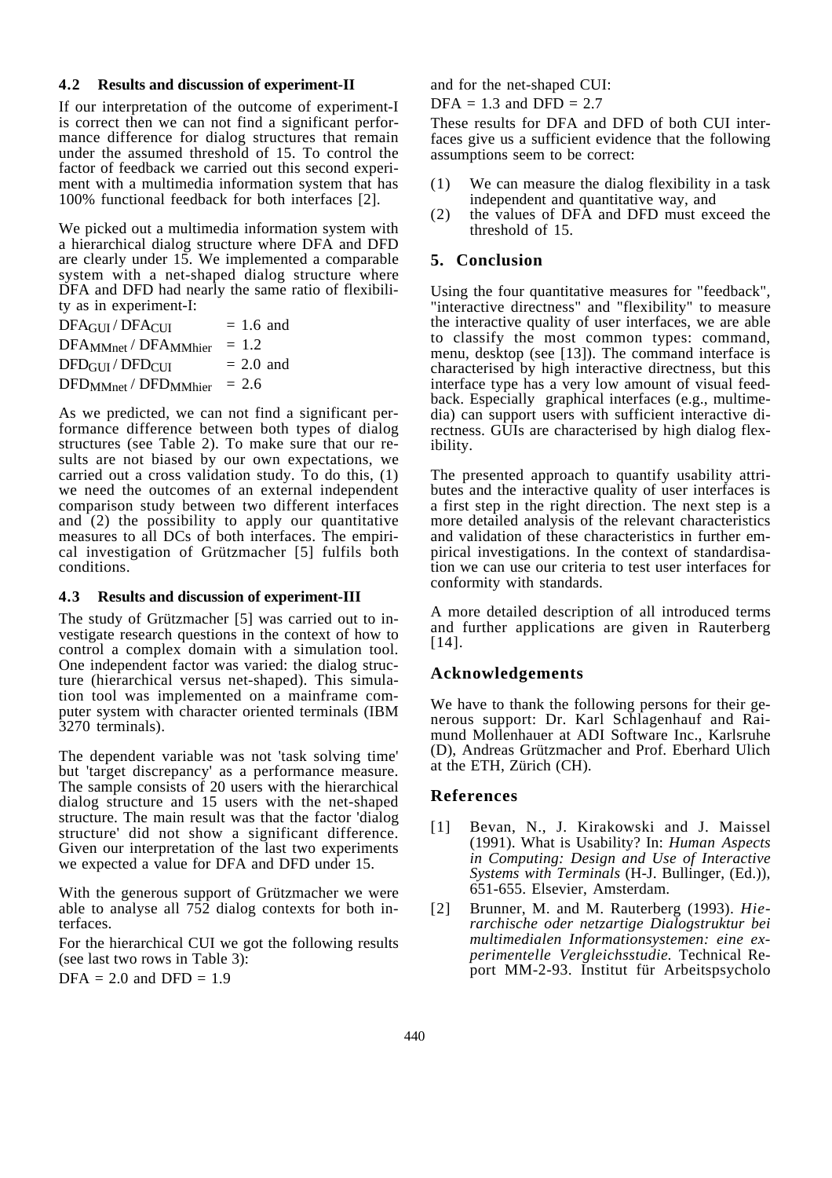### 4.2 Results and discussion of experiment-II

If our interpretation of the outcome of experiment-I is correct then we can not find a significant performance difference for dialog structures that remain under the assumed threshold of 15. To control the factor of feedback we carried out this second experiment with a multimedia information system that has 100% functional feedback for both interfaces [2].

We picked out a multimedia information system with a hierarchical dialog structure where DFA and DFD are clearly under 15. We implemented a comparable system with a net-shaped dialog structure where DFA and DFD had nearly the same ratio of flexibility as in experiment-I:

$DFA_{GUI} / DFA_{CUI} = 1.6$ and
$DFA_{MMnet} / DFA_{MMhier} = 1.2$
$DFD_{GUI} / DFD_{CUI} = 2.0$ and
$DFD_{MMnet} / DFD_{MMhier} = 2.6$

As we predicted, we can not find a significant performance difference between both types of dialog structures (see Table 2). To make sure that our results are not biased by our own expectations, we carried out a cross validation study. To do this, (1) we need the outcomes of an external independent comparison study between two different interfaces and (2) the possibility to apply our quantitative measures to all DCs of both interfaces. The empirical investigation of Grützmacher [5] fulfils both conditions.

### 4.3 Results and discussion of experiment-III

The study of Grützmacher [5] was carried out to investigate research questions in the context of how to control a complex domain with a simulation tool. One independent factor was varied: the dialog structure (hierarchical versus net-shaped). This simulation tool was implemented on a mainframe computer system with character oriented terminals (IBM 3270 terminals).

The dependent variable was not 'task solving time' but 'target discrepancy' as a performance measure. The sample consists of 20 users with the hierarchical dialog structure and 15 users with the net-shaped structure. The main result was that the factor 'dialog structure' did not show a significant difference. Given our interpretation of the last two experiments we expected a value for DFA and DFD under 15.

With the generous support of Grützmacher we were able to analyse all 752 dialog contexts for both interfaces.

For the hierarchical CUI we got the following results (see last two rows in Table 3):

DFA = 2.0 and DFD = 1.9

and for the net-shaped CUI:

DFA = 1.3 and DFD = 2.7

These results for DFA and DFD of both CUI interfaces give us a sufficient evidence that the following assumptions seem to be correct:

(1) We can measure the dialog flexibility in a task independent and quantitative way, and
(2) the values of DFA and DFD must exceed the threshold of 15.

## 5. Conclusion

Using the four quantitative measures for "feedback", "interactive directness" and "flexibility" to measure the interactive quality of user interfaces, we are able to classify the most common types: command, menu, desktop (see [13]). The command interface is characterised by high interactive directness, but this interface type has a very low amount of visual feedback. Especially graphical interfaces (e.g., multimedia) can support users with sufficient interactive directness. GUIs are characterised by high dialog flexibility.

The presented approach to quantify usability attributes and the interactive quality of user interfaces is a first step in the right direction. The next step is a more detailed analysis of the relevant characteristics and validation of these characteristics in further empirical investigations. In the context of standardisation we can use our criteria to test user interfaces for conformity with standards.

A more detailed description of all introduced terms and further applications are given in Rauterberg [14].

## Acknowledgements

We have to thank the following persons for their generous support: Dr. Karl Schlagenhauf and Raimund Mollenhauer at ADI Software Inc., Karlsruhe (D), Andreas Grützmacher and Prof. Eberhard Ulich at the ETH, Zürich (CH).

## References

[1] Bevan, N., J. Kirakowski and J. Maissel (1991). What is Usability? In: *Human Aspects in Computing: Design and Use of Interactive Systems with Terminals* (H-J. Bullinger, (Ed.)), 651-655. Elsevier, Amsterdam.

[2] Brunner, M. and M. Rauterberg (1993). *Hierarchische oder netzartige Dialogstruktur bei multimedialen Informationsystemen: eine experimentelle Vergleichsstudie.* Technical Report MM-2-93. Institut für Arbeitspsycholo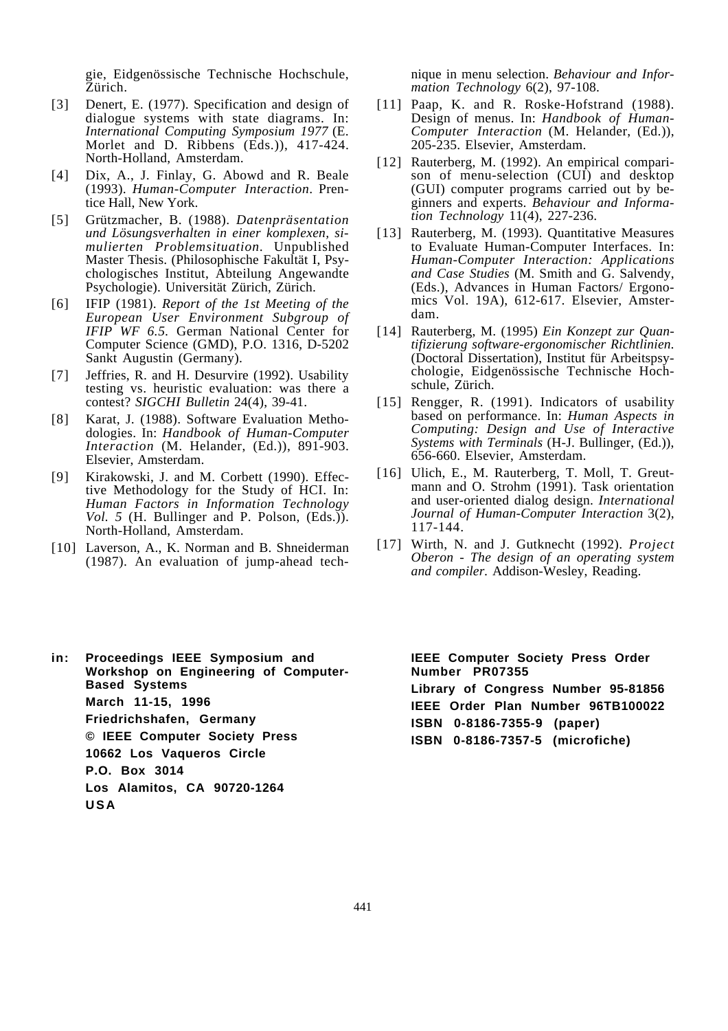gie, Eidgenössische Technische Hochschule, Zürich.

[3] Denert, E. (1977). Specification and design of dialogue systems with state diagrams. In: *International Computing Symposium 1977* (E. Morlet and D. Ribbens (Eds.)), 417-424. North-Holland, Amsterdam.

[4] Dix, A., J. Finlay, G. Abowd and R. Beale (1993). *Human-Computer Interaction*. Prentice Hall, New York.

[5] Grützmacher, B. (1988). *Datenpräsentation und Lösungsverhalten in einer komplexen, simulierten Problemsituation*. Unpublished Master Thesis. (Philosophische Fakultät I, Psychologisches Institut, Abteilung Angewandte Psychologie). Universität Zürich, Zürich.

[6] IFIP (1981). *Report of the 1st Meeting of the European User Environment Subgroup of IFIP WF 6.5*. German National Center for Computer Science (GMD), P.O. 1316, D-5202 Sankt Augustin (Germany).

[7] Jeffries, R. and H. Desurvire (1992). Usability testing vs. heuristic evaluation: was there a contest? *SIGCHI Bulletin* 24(4), 39-41.

[8] Karat, J. (1988). Software Evaluation Methodologies. In: *Handbook of Human-Computer Interaction* (M. Helander, (Ed.)), 891-903. Elsevier, Amsterdam.

[9] Kirakowski, J. and M. Corbett (1990). Effective Methodology for the Study of HCI. In: *Human Factors in Information Technology Vol. 5* (H. Bullinger and P. Polson, (Eds.)). North-Holland, Amsterdam.

[10] Laverson, A., K. Norman and B. Shneiderman (1987). An evaluation of jump-ahead technique in menu selection. *Behaviour and Information Technology* 6(2), 97-108.

[11] Paap, K. and R. Roske-Hofstrand (1988). Design of menus. In: *Handbook of Human-Computer Interaction* (M. Helander, (Ed.)), 205-235. Elsevier, Amsterdam.

[12] Rauterberg, M. (1992). An empirical comparison of menu-selection (CUI) and desktop (GUI) computer programs carried out by beginners and experts. *Behaviour and Information Technology* 11(4), 227-236.

[13] Rauterberg, M. (1993). Quantitative Measures to Evaluate Human-Computer Interfaces. In: *Human-Computer Interaction: Applications and Case Studies* (M. Smith and G. Salvendy, (Eds.), Advances in Human Factors/ Ergonomics Vol. 19A), 612-617. Elsevier, Amsterdam.

[14] Rauterberg, M. (1995) *Ein Konzept zur Quantifizierung software-ergonomischer Richtlinien*. (Doctoral Dissertation), Institut für Arbeitspsychologie, Eidgenössische Technische Hochschule, Zürich.

[15] Rengger, R. (1991). Indicators of usability based on performance. In: *Human Aspects in Computing: Design and Use of Interactive Systems with Terminals* (H-J. Bullinger, (Ed.)), 656-660. Elsevier, Amsterdam.

[16] Ulich, E., M. Rauterberg, T. Moll, T. Greutmann and O. Strohm (1991). Task orientation and user-oriented dialog design. *International Journal of Human-Computer Interaction* 3(2), 117-144.

[17] Wirth, N. and J. Gutknecht (1992). *Project Oberon - The design of an operating system and compiler*. Addison-Wesley, Reading.

**in: Proceedings IEEE Symposium and Workshop on Engineering of Computer-Based Systems**
**March 11-15, 1996**
**Friedrichshafen, Germany**
**© IEEE Computer Society Press**
**10662 Los Vaqueros Circle**
**P.O. Box 3014**
**Los Alamitos, CA 90720-1264**
**USA**

**IEEE Computer Society Press Order Number PR07355**
**Library of Congress Number 95-81856**
**IEEE Order Plan Number 96TB100022**
**ISBN 0-8186-7355-9 (paper)**
**ISBN 0-8186-7357-5 (microfiche)**